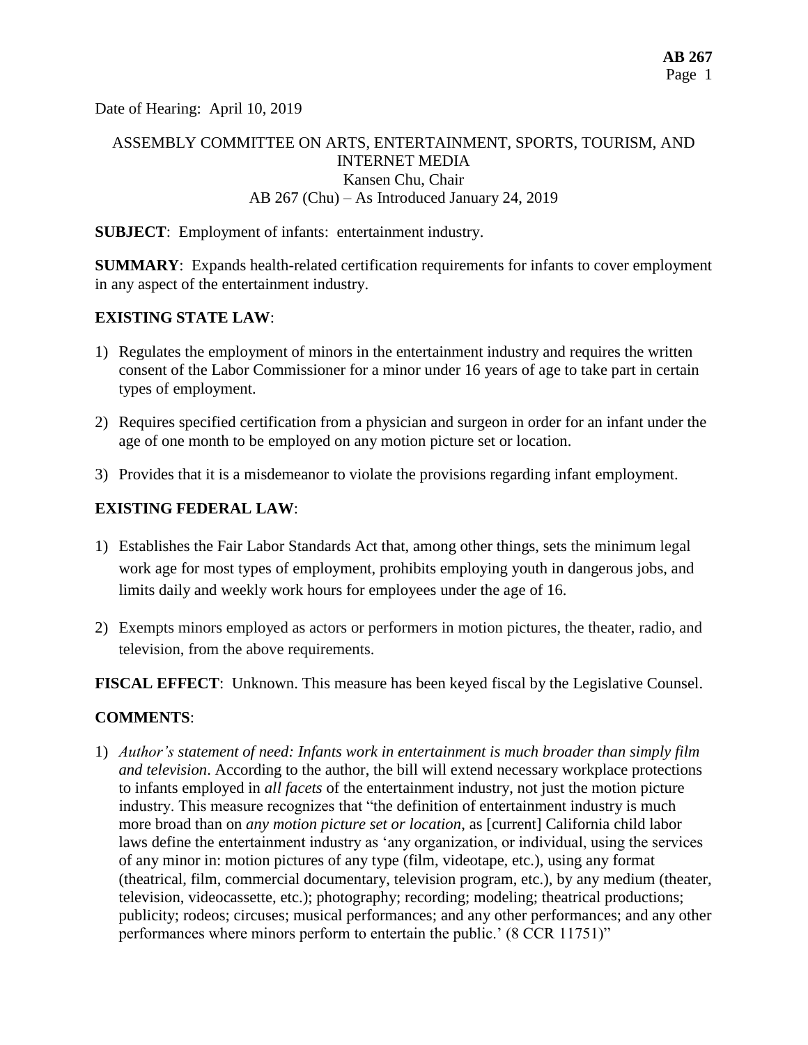Date of Hearing: April 10, 2019

ASSEMBLY COMMITTEE ON ARTS, ENTERTAINMENT, SPORTS, TOURISM, AND INTERNET MEDIA
Kansen Chu, Chair
AB 267 (Chu) – As Introduced January 24, 2019

**SUBJECT**: Employment of infants: entertainment industry.

**SUMMARY**: Expands health-related certification requirements for infants to cover employment in any aspect of the entertainment industry.

**EXISTING STATE LAW**:

1) Regulates the employment of minors in the entertainment industry and requires the written consent of the Labor Commissioner for a minor under 16 years of age to take part in certain types of employment.

2) Requires specified certification from a physician and surgeon in order for an infant under the age of one month to be employed on any motion picture set or location.

3) Provides that it is a misdemeanor to violate the provisions regarding infant employment.

**EXISTING FEDERAL LAW**:

1) Establishes the Fair Labor Standards Act that, among other things, sets the minimum legal work age for most types of employment, prohibits employing youth in dangerous jobs, and limits daily and weekly work hours for employees under the age of 16.

2) Exempts minors employed as actors or performers in motion pictures, the theater, radio, and television, from the above requirements.

**FISCAL EFFECT**: Unknown. This measure has been keyed fiscal by the Legislative Counsel.

**COMMENTS**:

1) *Author's statement of need: Infants work in entertainment is much broader than simply film and television*. According to the author, the bill will extend necessary workplace protections to infants employed in *all facets* of the entertainment industry, not just the motion picture industry. This measure recognizes that "the definition of entertainment industry is much more broad than on *any motion picture set or location*, as [current] California child labor laws define the entertainment industry as 'any organization, or individual, using the services of any minor in: motion pictures of any type (film, videotape, etc.), using any format (theatrical, film, commercial documentary, television program, etc.), by any medium (theater, television, videocassette, etc.); photography; recording; modeling; theatrical productions; publicity; rodeos; circuses; musical performances; and any other performances; and any other performances where minors perform to entertain the public.' (8 CCR 11751)"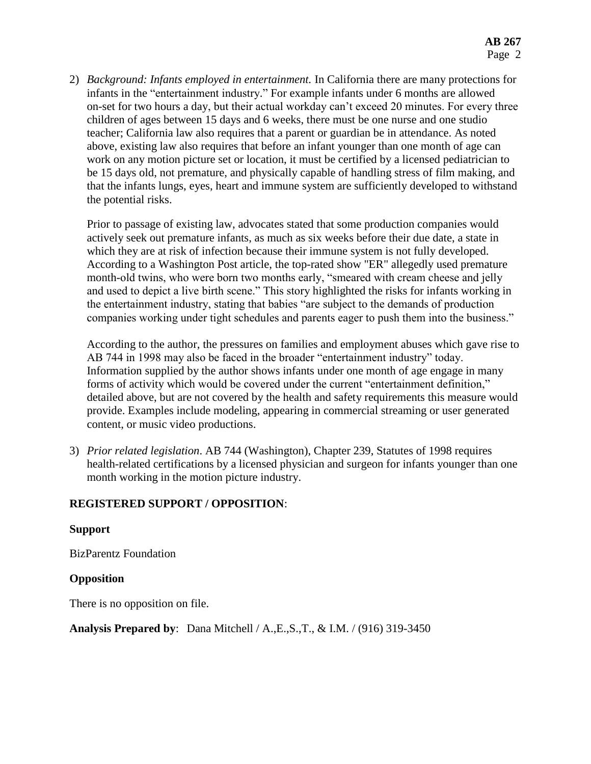2) *Background: Infants employed in entertainment.* In California there are many protections for infants in the "entertainment industry." For example infants under 6 months are allowed on-set for two hours a day, but their actual workday can't exceed 20 minutes. For every three children of ages between 15 days and 6 weeks, there must be one nurse and one studio teacher; California law also requires that a parent or guardian be in attendance. As noted above, existing law also requires that before an infant younger than one month of age can work on any motion picture set or location, it must be certified by a licensed pediatrician to be 15 days old, not premature, and physically capable of handling stress of film making, and that the infants lungs, eyes, heart and immune system are sufficiently developed to withstand the potential risks.

   Prior to passage of existing law, advocates stated that some production companies would actively seek out premature infants, as much as six weeks before their due date, a state in which they are at risk of infection because their immune system is not fully developed. According to a Washington Post article, the top-rated show "ER" allegedly used premature month-old twins, who were born two months early, "smeared with cream cheese and jelly and used to depict a live birth scene." This story highlighted the risks for infants working in the entertainment industry, stating that babies "are subject to the demands of production companies working under tight schedules and parents eager to push them into the business."

   According to the author, the pressures on families and employment abuses which gave rise to AB 744 in 1998 may also be faced in the broader "entertainment industry" today. Information supplied by the author shows infants under one month of age engage in many forms of activity which would be covered under the current "entertainment definition," detailed above, but are not covered by the health and safety requirements this measure would provide. Examples include modeling, appearing in commercial streaming or user generated content, or music video productions.

3) *Prior related legislation*. AB 744 (Washington), Chapter 239, Statutes of 1998 requires health-related certifications by a licensed physician and surgeon for infants younger than one month working in the motion picture industry.

**REGISTERED SUPPORT / OPPOSITION**:

**Support**

BizParentz Foundation

**Opposition**

There is no opposition on file.

**Analysis Prepared by**: Dana Mitchell / A.,E.,S.,T., & I.M. / (916) 319-3450